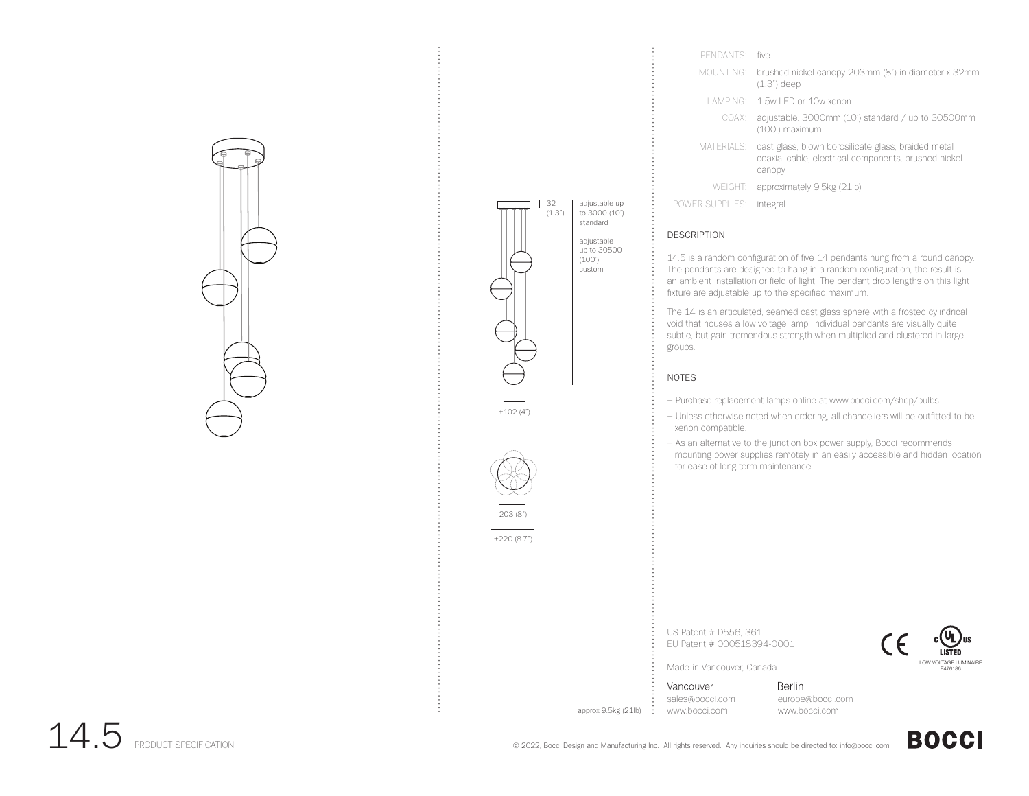| | |
|---|---|
| PENDANTS: | five |
| MOUNTING: | brushed nickel canopy 203mm (8") in diameter x 32mm (1.3") deep |
| LAMPING: | 1.5w LED or 10w xenon |
| COAX: | adjustable. 3000mm (10') standard / up to 30500mm (100') maximum |
| MATERIALS: | cast glass, blown borosilicate glass, braided metal coaxial cable, electrical components, brushed nickel canopy |
| WEIGHT: | approximately 9.5kg (21lb) |
| POWER SUPPLIES: | integral |

32 (1.3")

adjustable up to 3000 (10') standard

adjustable up to 30500 (100') custom

±102 (4")

203 (8")

±220 (8.7")

approx 9.5kg (21lb)

## DESCRIPTION

14.5 is a random configuration of five 14 pendants hung from a round canopy. The pendants are designed to hang in a random configuration, the result is an ambient installation or field of light. The pendant drop lengths on this light fixture are adjustable up to the specified maximum.

The 14 is an articulated, seamed cast glass sphere with a frosted cylindrical void that houses a low voltage lamp. Individual pendants are visually quite subtle, but gain tremendous strength when multiplied and clustered in large groups.

## NOTES

+ Purchase replacement lamps online at www.bocci.com/shop/bulbs
+ Unless otherwise noted when ordering, all chandeliers will be outfitted to be xenon compatible.
+ As an alternative to the junction box power supply, Bocci recommends mounting power supplies remotely in an easily accessible and hidden location for ease of long-term maintenance.

US Patent # D556, 361
EU Patent # 000518394-0001

Made in Vancouver, Canada

CE

c UL us LISTED
LOW VOLTAGE LUMINAIRE
E476186

Vancouver
sales@bocci.com
www.bocci.com

Berlin
europe@bocci.com
www.bocci.com

# 14.5 PRODUCT SPECIFICATION

© 2022, Bocci Design and Manufacturing Inc. All rights reserved. Any inquiries should be directed to: info@bocci.com

BOCCI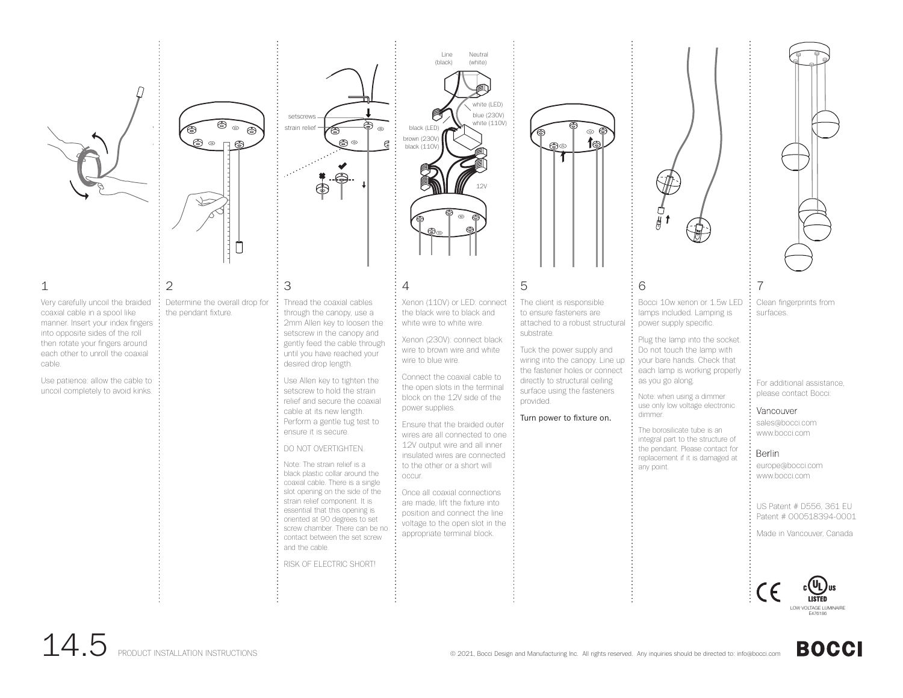## 1

Very carefully uncoil the braided coaxial cable in a spool like manner. Insert your index fingers into opposite sides of the roll then rotate your fingers around each other to unroll the coaxial cable.

Use patience: allow the cable to uncoil completely to avoid kinks.

## 2

Determine the overall drop for the pendant fixture.

## 3

setscrews

strain relief

Thread the coaxial cables through the canopy, use a 2mm Allen key to loosen the setscrew in the canopy and gently feed the cable through until you have reached your desired drop length.

Use Allen key to tighten the setscrew to hold the strain relief and secure the coaxial cable at its new length. Perform a gentle tug test to ensure it is secure.

DO NOT OVERTIGHTEN.

Note: The strain relief is a black plastic collar around the coaxial cable. There is a single slot opening on the side of the strain relief component. It is essential that this opening is oriented at 90 degrees to set screw chamber. There can be no contact between the set screw and the cable.

RISK OF ELECTRIC SHORT!

## 4

Line (black)

Neutral (white)

white (LED)

blue (230V)

white (110V)

black (LED)

brown (230V)

black (110V)

12V

Xenon (110V) or LED: connect the black wire to black and white wire to white wire.

Xenon (230V): connect black wire to brown wire and white wire to blue wire.

Connect the coaxial cable to the open slots in the terminal block on the 12V side of the power supplies.

Ensure that the braided outer wires are all connected to one 12V output wire and all inner insulated wires are connected to the other or a short will occur.

Once all coaxial connections are made, lift the fixture into position and connect the line voltage to the open slot in the appropriate terminal block.

## 5

The client is responsible to ensure fasteners are attached to a robust structural substrate.

Tuck the power supply and wiring into the canopy. Line up the fastener holes or connect directly to structural ceiling surface using the fasteners provided.

**Turn power to fixture on.**

## 6

Bocci 10w xenon or 1.5w LED lamps included. Lamping is power supply specific.

Plug the lamp into the socket. Do not touch the lamp with your bare hands. Check that each lamp is working properly as you go along.

Note: when using a dimmer use only low voltage electronic dimmer.

The borosilicate tube is an integral part to the structure of the pendant. Please contact for replacement if it is damaged at any point.

## 7

Clean fingerprints from surfaces.

For additional assistance, please contact Bocci:

Vancouver
sales@bocci.com
www.bocci.com

Berlin
europe@bocci.com
www.bocci.com

US Patent # D556, 361 EU Patent # 000518394-0001

Made in Vancouver, Canada

CE c UL us LISTED
LOW VOLTAGE LUMINAIRE
E478186

# 14.5 PRODUCT INSTALLATION INSTRUCTIONS

© 2021, Bocci Design and Manufacturing Inc. All rights reserved. Any inquiries should be directed to: info@bocci.com

**BOCCI**